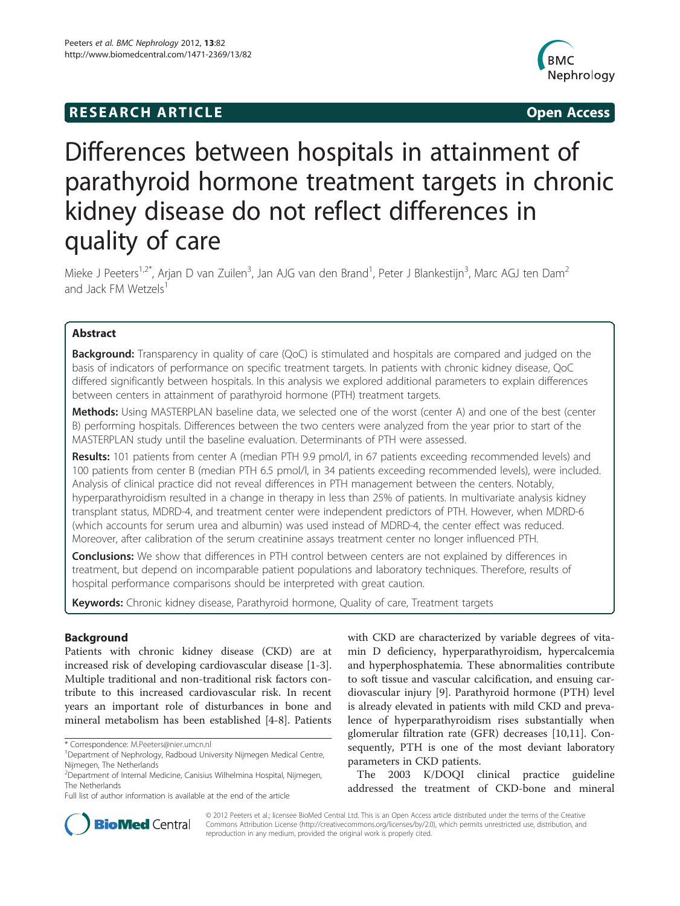RESEARCH ARTICLE Open Access

# Differences between hospitals in attainment of parathyroid hormone treatment targets in chronic kidney disease do not reflect differences in quality of care

Mieke J Peeters[1,2*], Arjan D van Zuilen[3], Jan AJG van den Brand[1], Peter J Blankestijn[3], Marc AGJ ten Dam[2] and Jack FM Wetzels[1]

## Abstract

**Background:** Transparency in quality of care (QoC) is stimulated and hospitals are compared and judged on the basis of indicators of performance on specific treatment targets. In patients with chronic kidney disease, QoC differed significantly between hospitals. In this analysis we explored additional parameters to explain differences between centers in attainment of parathyroid hormone (PTH) treatment targets.

**Methods:** Using MASTERPLAN baseline data, we selected one of the worst (center A) and one of the best (center B) performing hospitals. Differences between the two centers were analyzed from the year prior to start of the MASTERPLAN study until the baseline evaluation. Determinants of PTH were assessed.

**Results:** 101 patients from center A (median PTH 9.9 pmol/l, in 67 patients exceeding recommended levels) and 100 patients from center B (median PTH 6.5 pmol/l, in 34 patients exceeding recommended levels), were included. Analysis of clinical practice did not reveal differences in PTH management between the centers. Notably, hyperparathyroidism resulted in a change in therapy in less than 25% of patients. In multivariate analysis kidney transplant status, MDRD-4, and treatment center were independent predictors of PTH. However, when MDRD-6 (which accounts for serum urea and albumin) was used instead of MDRD-4, the center effect was reduced. Moreover, after calibration of the serum creatinine assays treatment center no longer influenced PTH.

**Conclusions:** We show that differences in PTH control between centers are not explained by differences in treatment, but depend on incomparable patient populations and laboratory techniques. Therefore, results of hospital performance comparisons should be interpreted with great caution.

**Keywords:** Chronic kidney disease, Parathyroid hormone, Quality of care, Treatment targets

## Background

Patients with chronic kidney disease (CKD) are at increased risk of developing cardiovascular disease [1-3]. Multiple traditional and non-traditional risk factors contribute to this increased cardiovascular risk. In recent years an important role of disturbances in bone and mineral metabolism has been established [4-8]. Patients with CKD are characterized by variable degrees of vitamin D deficiency, hyperparathyroidism, hypercalcemia and hyperphosphatemia. These abnormalities contribute to soft tissue and vascular calcification, and ensuing cardiovascular injury [9]. Parathyroid hormone (PTH) level is already elevated in patients with mild CKD and prevalence of hyperparathyroidism rises substantially when glomerular filtration rate (GFR) decreases [10,11]. Consequently, PTH is one of the most deviant laboratory parameters in CKD patients.

The 2003 K/DOQI clinical practice guideline addressed the treatment of CKD-bone and mineral

\* Correspondence: M.Peeters@nier.umcn.nl

[1]Department of Nephrology, Radboud University Nijmegen Medical Centre, Nijmegen, The Netherlands

[2]Department of Internal Medicine, Canisius Wilhelmina Hospital, Nijmegen, The Netherlands

Full list of author information is available at the end of the article

© 2012 Peeters et al.; licensee BioMed Central Ltd. This is an Open Access article distributed under the terms of the Creative Commons Attribution License (http://creativecommons.org/licenses/by/2.0), which permits unrestricted use, distribution, and reproduction in any medium, provided the original work is properly cited.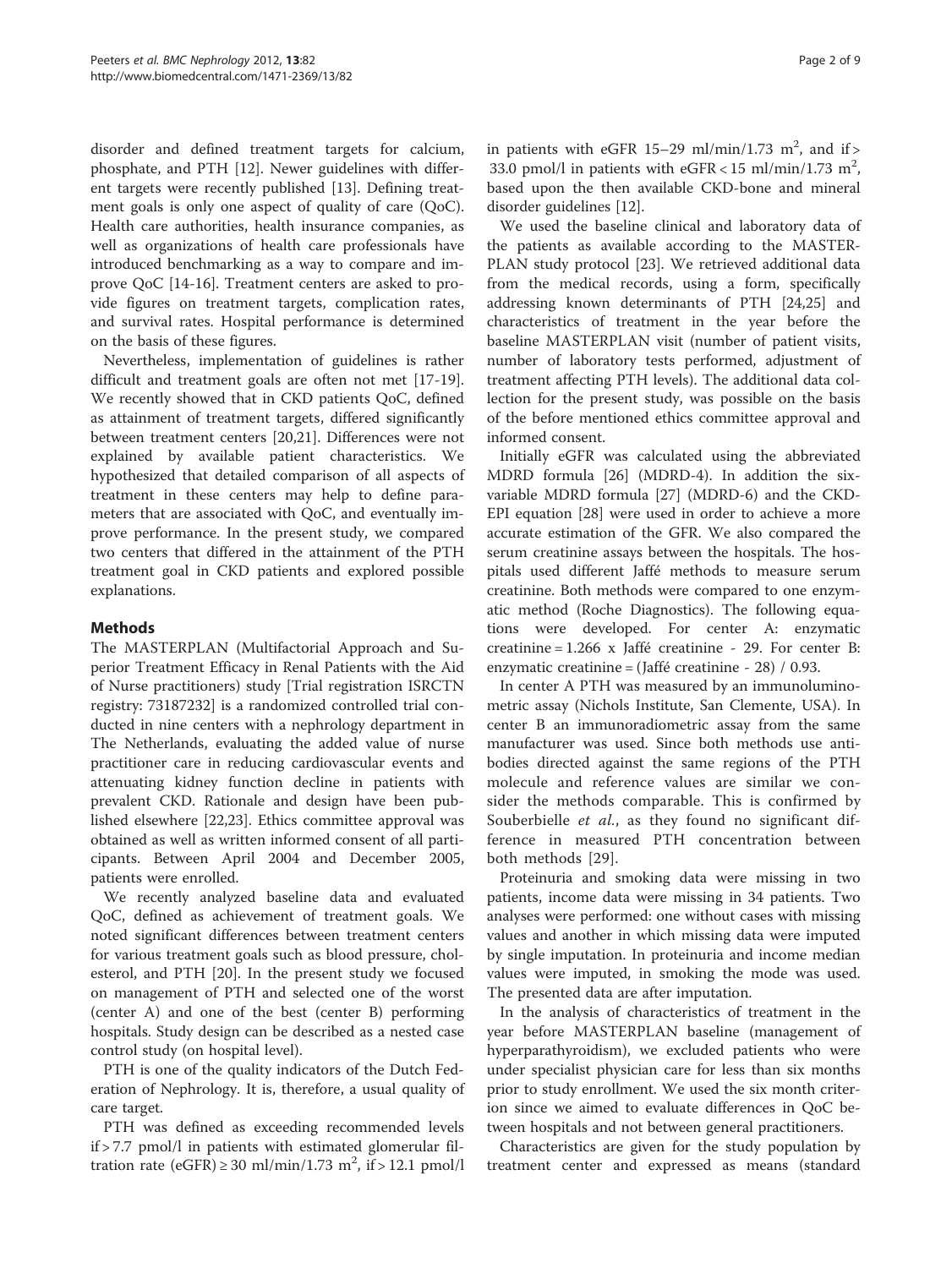disorder and defined treatment targets for calcium, phosphate, and PTH [12]. Newer guidelines with different targets were recently published [13]. Defining treatment goals is only one aspect of quality of care (QoC). Health care authorities, health insurance companies, as well as organizations of health care professionals have introduced benchmarking as a way to compare and improve QoC [14-16]. Treatment centers are asked to provide figures on treatment targets, complication rates, and survival rates. Hospital performance is determined on the basis of these figures.

Nevertheless, implementation of guidelines is rather difficult and treatment goals are often not met [17-19]. We recently showed that in CKD patients QoC, defined as attainment of treatment targets, differed significantly between treatment centers [20,21]. Differences were not explained by available patient characteristics. We hypothesized that detailed comparison of all aspects of treatment in these centers may help to define parameters that are associated with QoC, and eventually improve performance. In the present study, we compared two centers that differed in the attainment of the PTH treatment goal in CKD patients and explored possible explanations.

## Methods

The MASTERPLAN (Multifactorial Approach and Superior Treatment Efficacy in Renal Patients with the Aid of Nurse practitioners) study [Trial registration ISRCTN registry: 73187232] is a randomized controlled trial conducted in nine centers with a nephrology department in The Netherlands, evaluating the added value of nurse practitioner care in reducing cardiovascular events and attenuating kidney function decline in patients with prevalent CKD. Rationale and design have been published elsewhere [22,23]. Ethics committee approval was obtained as well as written informed consent of all participants. Between April 2004 and December 2005, patients were enrolled.

We recently analyzed baseline data and evaluated QoC, defined as achievement of treatment goals. We noted significant differences between treatment centers for various treatment goals such as blood pressure, cholesterol, and PTH [20]. In the present study we focused on management of PTH and selected one of the worst (center A) and one of the best (center B) performing hospitals. Study design can be described as a nested case control study (on hospital level).

PTH is one of the quality indicators of the Dutch Federation of Nephrology. It is, therefore, a usual quality of care target.

PTH was defined as exceeding recommended levels if > 7.7 pmol/l in patients with estimated glomerular filtration rate (eGFR) ≥ 30 ml/min/1.73 $m^2$, if > 12.1 pmol/l in patients with eGFR 15–29 ml/min/1.73 $m^2$, and if > 33.0 pmol/l in patients with eGFR < 15 ml/min/1.73 $m^2$, based upon the then available CKD-bone and mineral disorder guidelines [12].

We used the baseline clinical and laboratory data of the patients as available according to the MASTERPLAN study protocol [23]. We retrieved additional data from the medical records, using a form, specifically addressing known determinants of PTH [24,25] and characteristics of treatment in the year before the baseline MASTERPLAN visit (number of patient visits, number of laboratory tests performed, adjustment of treatment affecting PTH levels). The additional data collection for the present study, was possible on the basis of the before mentioned ethics committee approval and informed consent.

Initially eGFR was calculated using the abbreviated MDRD formula [26] (MDRD-4). In addition the six-variable MDRD formula [27] (MDRD-6) and the CKD-EPI equation [28] were used in order to achieve a more accurate estimation of the GFR. We also compared the serum creatinine assays between the hospitals. The hospitals used different Jaffé methods to measure serum creatinine. Both methods were compared to one enzymatic method (Roche Diagnostics). The following equations were developed. For center A: enzymatic creatinine = 1.266 x Jaffé creatinine - 29. For center B: enzymatic creatinine = (Jaffé creatinine - 28) / 0.93.

In center A PTH was measured by an immunoluminometric assay (Nichols Institute, San Clemente, USA). In center B an immunoradiometric assay from the same manufacturer was used. Since both methods use antibodies directed against the same regions of the PTH molecule and reference values are similar we consider the methods comparable. This is confirmed by Souberbielle *et al.*, as they found no significant difference in measured PTH concentration between both methods [29].

Proteinuria and smoking data were missing in two patients, income data were missing in 34 patients. Two analyses were performed: one without cases with missing values and another in which missing data were imputed by single imputation. In proteinuria and income median values were imputed, in smoking the mode was used. The presented data are after imputation.

In the analysis of characteristics of treatment in the year before MASTERPLAN baseline (management of hyperparathyroidism), we excluded patients who were under specialist physician care for less than six months prior to study enrollment. We used the six month criterion since we aimed to evaluate differences in QoC between hospitals and not between general practitioners.

Characteristics are given for the study population by treatment center and expressed as means (standard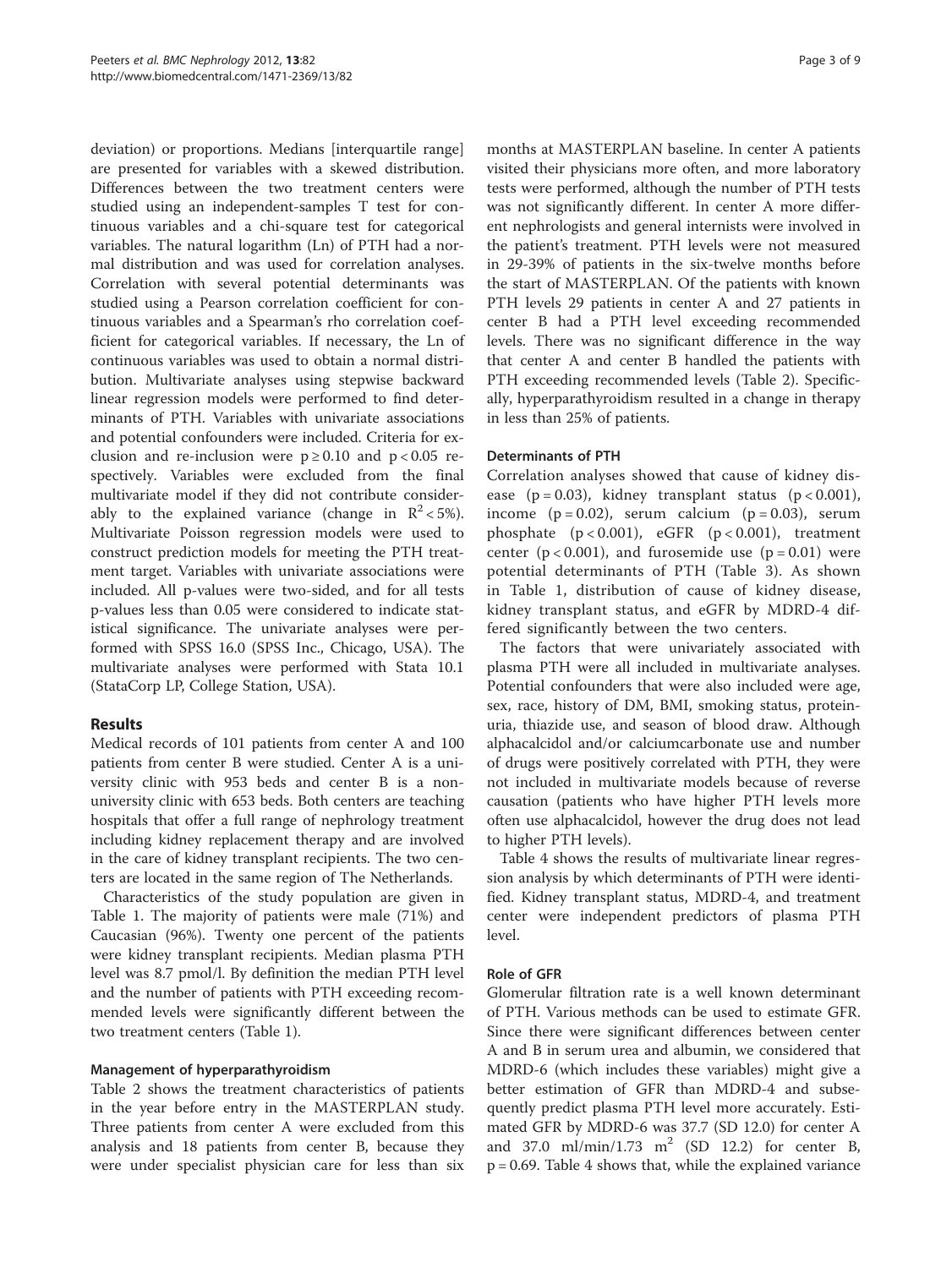deviation) or proportions. Medians [interquartile range] are presented for variables with a skewed distribution. Differences between the two treatment centers were studied using an independent-samples T test for continuous variables and a chi-square test for categorical variables. The natural logarithm (Ln) of PTH had a normal distribution and was used for correlation analyses. Correlation with several potential determinants was studied using a Pearson correlation coefficient for continuous variables and a Spearman's rho correlation coefficient for categorical variables. If necessary, the Ln of continuous variables was used to obtain a normal distribution. Multivariate analyses using stepwise backward linear regression models were performed to find determinants of PTH. Variables with univariate associations and potential confounders were included. Criteria for exclusion and re-inclusion were $p \geq 0.10$ and $p < 0.05$ respectively. Variables were excluded from the final multivariate model if they did not contribute considerably to the explained variance (change in $R^2 < 5\%$). Multivariate Poisson regression models were used to construct prediction models for meeting the PTH treatment target. Variables with univariate associations were included. All p-values were two-sided, and for all tests p-values less than 0.05 were considered to indicate statistical significance. The univariate analyses were performed with SPSS 16.0 (SPSS Inc., Chicago, USA). The multivariate analyses were performed with Stata 10.1 (StataCorp LP, College Station, USA).

## Results

Medical records of 101 patients from center A and 100 patients from center B were studied. Center A is a university clinic with 953 beds and center B is a non-university clinic with 653 beds. Both centers are teaching hospitals that offer a full range of nephrology treatment including kidney replacement therapy and are involved in the care of kidney transplant recipients. The two centers are located in the same region of The Netherlands.

Characteristics of the study population are given in Table 1. The majority of patients were male (71%) and Caucasian (96%). Twenty one percent of the patients were kidney transplant recipients. Median plasma PTH level was 8.7 pmol/l. By definition the median PTH level and the number of patients with PTH exceeding recommended levels were significantly different between the two treatment centers (Table 1).

### Management of hyperparathyroidism

Table 2 shows the treatment characteristics of patients in the year before entry in the MASTERPLAN study. Three patients from center A were excluded from this analysis and 18 patients from center B, because they were under specialist physician care for less than six months at MASTERPLAN baseline. In center A patients visited their physicians more often, and more laboratory tests were performed, although the number of PTH tests was not significantly different. In center A more different nephrologists and general internists were involved in the patient's treatment. PTH levels were not measured in 29-39% of patients in the six-twelve months before the start of MASTERPLAN. Of the patients with known PTH levels 29 patients in center A and 27 patients in center B had a PTH level exceeding recommended levels. There was no significant difference in the way that center A and center B handled the patients with PTH exceeding recommended levels (Table 2). Specifically, hyperparathyroidism resulted in a change in therapy in less than 25% of patients.

### Determinants of PTH

Correlation analyses showed that cause of kidney disease ($p = 0.03$), kidney transplant status ($p < 0.001$), income ($p = 0.02$), serum calcium ($p = 0.03$), serum phosphate ($p < 0.001$), eGFR ($p < 0.001$), treatment center ($p < 0.001$), and furosemide use ($p = 0.01$) were potential determinants of PTH (Table 3). As shown in Table 1, distribution of cause of kidney disease, kidney transplant status, and eGFR by MDRD-4 differed significantly between the two centers.

The factors that were univariately associated with plasma PTH were all included in multivariate analyses. Potential confounders that were also included were age, sex, race, history of DM, BMI, smoking status, proteinuria, thiazide use, and season of blood draw. Although alphacalcidol and/or calciumcarbonate use and number of drugs were positively correlated with PTH, they were not included in multivariate models because of reverse causation (patients who have higher PTH levels more often use alphacalcidol, however the drug does not lead to higher PTH levels).

Table 4 shows the results of multivariate linear regression analysis by which determinants of PTH were identified. Kidney transplant status, MDRD-4, and treatment center were independent predictors of plasma PTH level.

### Role of GFR

Glomerular filtration rate is a well known determinant of PTH. Various methods can be used to estimate GFR. Since there were significant differences between center A and B in serum urea and albumin, we considered that MDRD-6 (which includes these variables) might give a better estimation of GFR than MDRD-4 and subsequently predict plasma PTH level more accurately. Estimated GFR by MDRD-6 was 37.7 (SD 12.0) for center A and 37.0 ml/min/1.73 $m^2$ (SD 12.2) for center B, $p = 0.69$. Table 4 shows that, while the explained variance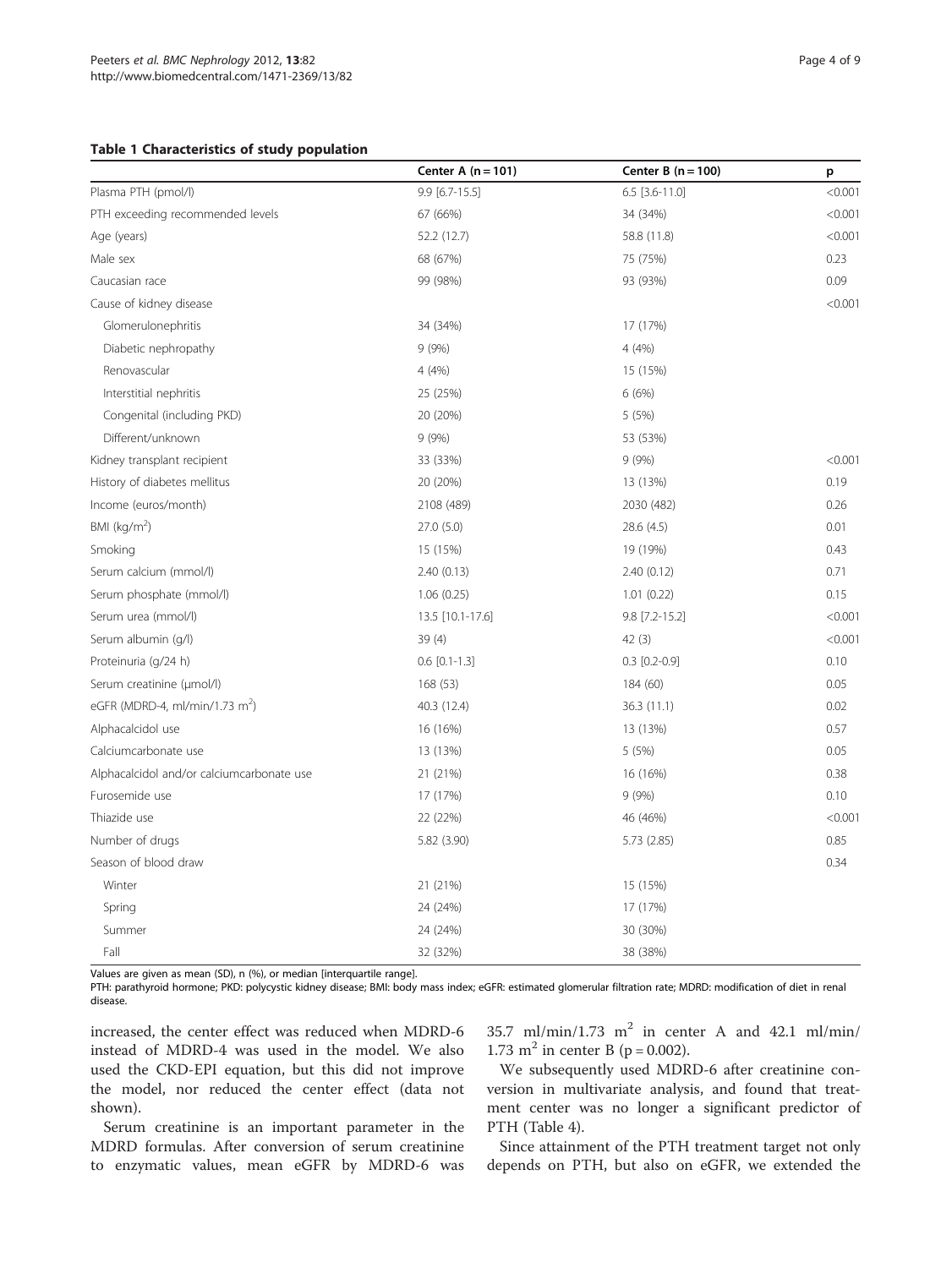**Table 1 Characteristics of study population**

| | Center A (n = 101) | Center B (n = 100) | p |
|---|---|---|---|
| Plasma PTH (pmol/l) | 9.9 [6.7-15.5] | 6.5 [3.6-11.0] | <0.001 |
| PTH exceeding recommended levels | 67 (66%) | 34 (34%) | <0.001 |
| Age (years) | 52.2 (12.7) | 58.8 (11.8) | <0.001 |
| Male sex | 68 (67%) | 75 (75%) | 0.23 |
| Caucasian race | 99 (98%) | 93 (93%) | 0.09 |
| Cause of kidney disease | | | <0.001 |
| Glomerulonephritis | 34 (34%) | 17 (17%) | |
| Diabetic nephropathy | 9 (9%) | 4 (4%) | |
| Renovascular | 4 (4%) | 15 (15%) | |
| Interstitial nephritis | 25 (25%) | 6 (6%) | |
| Congenital (including PKD) | 20 (20%) | 5 (5%) | |
| Different/unknown | 9 (9%) | 53 (53%) | |
| Kidney transplant recipient | 33 (33%) | 9 (9%) | <0.001 |
| History of diabetes mellitus | 20 (20%) | 13 (13%) | 0.19 |
| Income (euros/month) | 2108 (489) | 2030 (482) | 0.26 |
| BMI (kg/m$^2$) | 27.0 (5.0) | 28.6 (4.5) | 0.01 |
| Smoking | 15 (15%) | 19 (19%) | 0.43 |
| Serum calcium (mmol/l) | 2.40 (0.13) | 2.40 (0.12) | 0.71 |
| Serum phosphate (mmol/l) | 1.06 (0.25) | 1.01 (0.22) | 0.15 |
| Serum urea (mmol/l) | 13.5 [10.1-17.6] | 9.8 [7.2-15.2] | <0.001 |
| Serum albumin (g/l) | 39 (4) | 42 (3) | <0.001 |
| Proteinuria (g/24 h) | 0.6 [0.1-1.3] | 0.3 [0.2-0.9] | 0.10 |
| Serum creatinine (μmol/l) | 168 (53) | 184 (60) | 0.05 |
| eGFR (MDRD-4, ml/min/1.73 m$^2$) | 40.3 (12.4) | 36.3 (11.1) | 0.02 |
| Alphacalcidol use | 16 (16%) | 13 (13%) | 0.57 |
| Calciumcarbonate use | 13 (13%) | 5 (5%) | 0.05 |
| Alphacalcidol and/or calciumcarbonate use | 21 (21%) | 16 (16%) | 0.38 |
| Furosemide use | 17 (17%) | 9 (9%) | 0.10 |
| Thiazide use | 22 (22%) | 46 (46%) | <0.001 |
| Number of drugs | 5.82 (3.90) | 5.73 (2.85) | 0.85 |
| Season of blood draw | | | 0.34 |
| Winter | 21 (21%) | 15 (15%) | |
| Spring | 24 (24%) | 17 (17%) | |
| Summer | 24 (24%) | 30 (30%) | |
| Fall | 32 (32%) | 38 (38%) | |

Values are given as mean (SD), n (%), or median [interquartile range].

PTH: parathyroid hormone; PKD: polycystic kidney disease; BMI: body mass index; eGFR: estimated glomerular filtration rate; MDRD: modification of diet in renal disease.

increased, the center effect was reduced when MDRD-6 instead of MDRD-4 was used in the model. We also used the CKD-EPI equation, but this did not improve the model, nor reduced the center effect (data not shown).

Serum creatinine is an important parameter in the MDRD formulas. After conversion of serum creatinine to enzymatic values, mean eGFR by MDRD-6 was 35.7 ml/min/1.73 m$^2$ in center A and 42.1 ml/min/1.73 m$^2$ in center B ($p = 0.002$).

We subsequently used MDRD-6 after creatinine conversion in multivariate analysis, and found that treatment center was no longer a significant predictor of PTH (Table 4).

Since attainment of the PTH treatment target not only depends on PTH, but also on eGFR, we extended the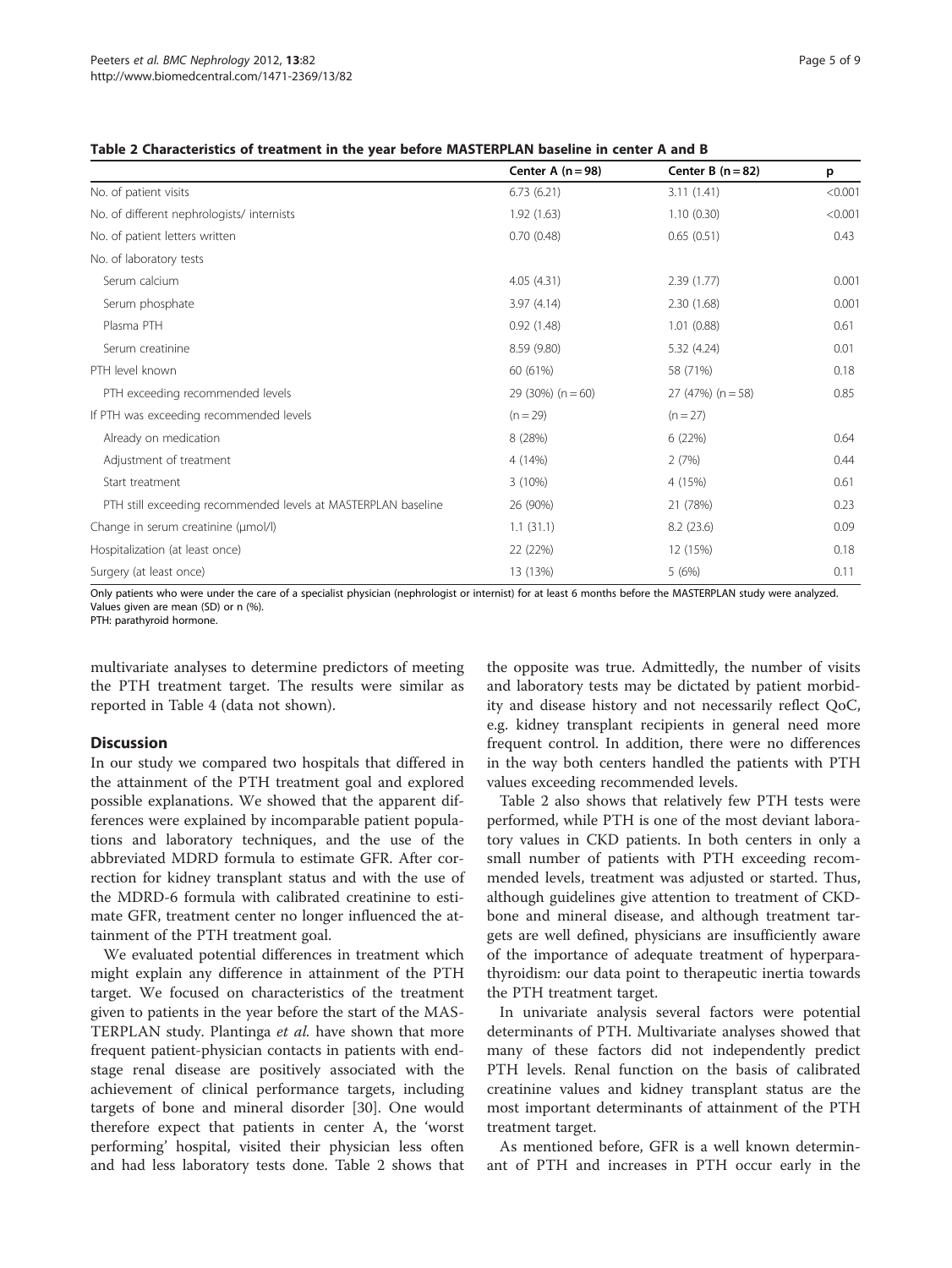**Table 2 Characteristics of treatment in the year before MASTERPLAN baseline in center A and B**

| | Center A (n = 98) | Center B (n = 82) | p |
|---|---|---|---|
| No. of patient visits | 6.73 (6.21) | 3.11 (1.41) | <0.001 |
| No. of different nephrologists/ internists | 1.92 (1.63) | 1.10 (0.30) | <0.001 |
| No. of patient letters written | 0.70 (0.48) | 0.65 (0.51) | 0.43 |
| No. of laboratory tests | | | |
| Serum calcium | 4.05 (4.31) | 2.39 (1.77) | 0.001 |
| Serum phosphate | 3.97 (4.14) | 2.30 (1.68) | 0.001 |
| Plasma PTH | 0.92 (1.48) | 1.01 (0.88) | 0.61 |
| Serum creatinine | 8.59 (9.80) | 5.32 (4.24) | 0.01 |
| PTH level known | 60 (61%) | 58 (71%) | 0.18 |
| PTH exceeding recommended levels | 29 (30%) (n = 60) | 27 (47%) (n = 58) | 0.85 |
| If PTH was exceeding recommended levels | (n = 29) | (n = 27) | |
| Already on medication | 8 (28%) | 6 (22%) | 0.64 |
| Adjustment of treatment | 4 (14%) | 2 (7%) | 0.44 |
| Start treatment | 3 (10%) | 4 (15%) | 0.61 |
| PTH still exceeding recommended levels at MASTERPLAN baseline | 26 (90%) | 21 (78%) | 0.23 |
| Change in serum creatinine (μmol/l) | 1.1 (31.1) | 8.2 (23.6) | 0.09 |
| Hospitalization (at least once) | 22 (22%) | 12 (15%) | 0.18 |
| Surgery (at least once) | 13 (13%) | 5 (6%) | 0.11 |

Only patients who were under the care of a specialist physician (nephrologist or internist) for at least 6 months before the MASTERPLAN study were analyzed.
Values given are mean (SD) or n (%).
PTH: parathyroid hormone.

multivariate analyses to determine predictors of meeting the PTH treatment target. The results were similar as reported in Table 4 (data not shown).

## Discussion

In our study we compared two hospitals that differed in the attainment of the PTH treatment goal and explored possible explanations. We showed that the apparent differences were explained by incomparable patient populations and laboratory techniques, and the use of the abbreviated MDRD formula to estimate GFR. After correction for kidney transplant status and with the use of the MDRD-6 formula with calibrated creatinine to estimate GFR, treatment center no longer influenced the attainment of the PTH treatment goal.

We evaluated potential differences in treatment which might explain any difference in attainment of the PTH target. We focused on characteristics of the treatment given to patients in the year before the start of the MASTERPLAN study. Plantinga *et al.* have shown that more frequent patient-physician contacts in patients with end-stage renal disease are positively associated with the achievement of clinical performance targets, including targets of bone and mineral disorder [30]. One would therefore expect that patients in center A, the 'worst performing' hospital, visited their physician less often and had less laboratory tests done. Table 2 shows that the opposite was true. Admittedly, the number of visits and laboratory tests may be dictated by patient morbidity and disease history and not necessarily reflect QoC, e.g. kidney transplant recipients in general need more frequent control. In addition, there were no differences in the way both centers handled the patients with PTH values exceeding recommended levels.

Table 2 also shows that relatively few PTH tests were performed, while PTH is one of the most deviant laboratory values in CKD patients. In both centers in only a small number of patients with PTH exceeding recommended levels, treatment was adjusted or started. Thus, although guidelines give attention to treatment of CKD-bone and mineral disease, and although treatment targets are well defined, physicians are insufficiently aware of the importance of adequate treatment of hyperparathyroidism: our data point to therapeutic inertia towards the PTH treatment target.

In univariate analysis several factors were potential determinants of PTH. Multivariate analyses showed that many of these factors did not independently predict PTH levels. Renal function on the basis of calibrated creatinine values and kidney transplant status are the most important determinants of attainment of the PTH treatment target.

As mentioned before, GFR is a well known determinant of PTH and increases in PTH occur early in the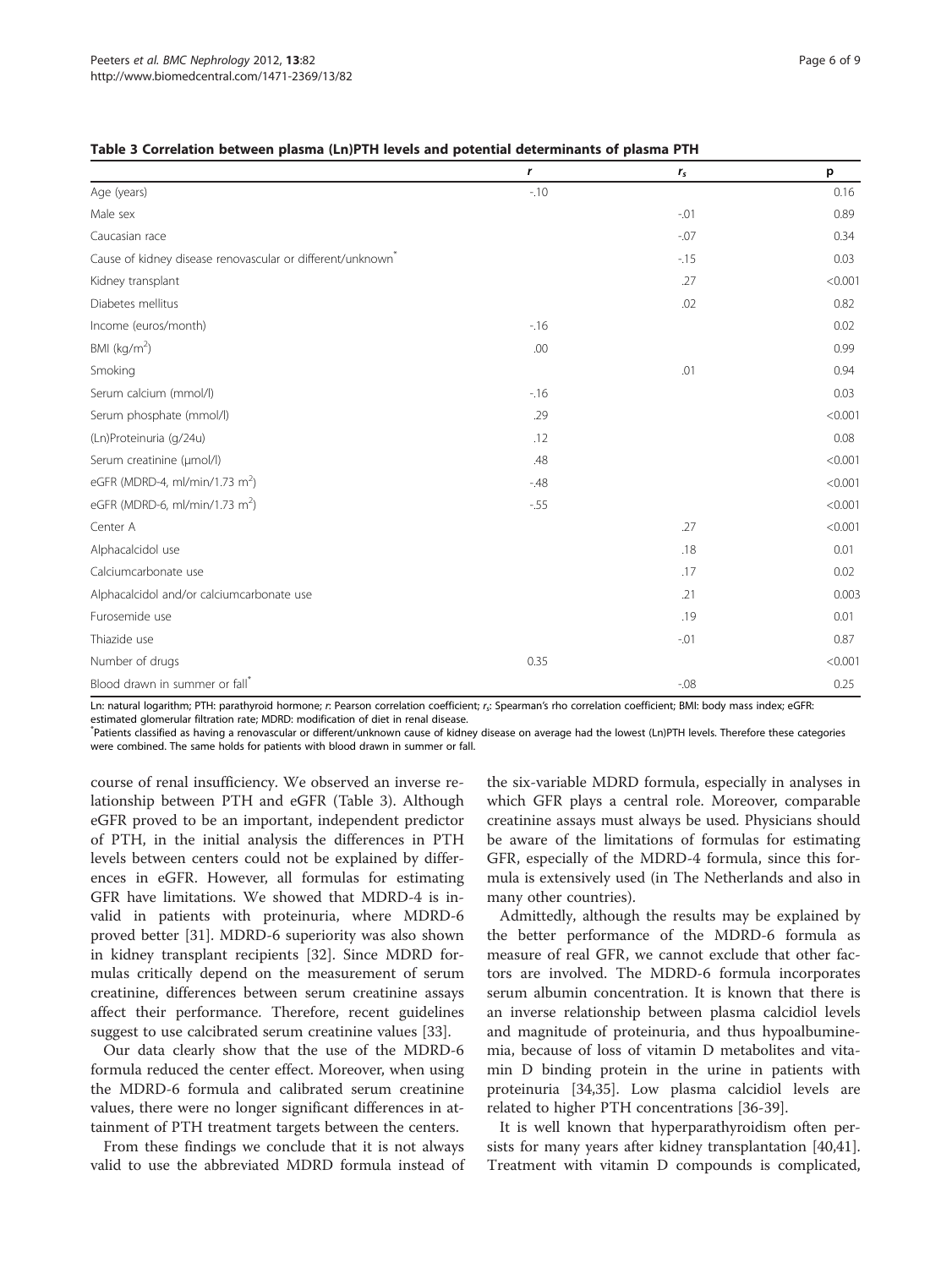**Table 3 Correlation between plasma (Ln)PTH levels and potential determinants of plasma PTH**

| | *r* | $r_s$ | p |
|---|---|---|---|
| Age (years) | -.10 | | 0.16 |
| Male sex | | -.01 | 0.89 |
| Caucasian race | | -.07 | 0.34 |
| Cause of kidney disease renovascular or different/unknown* | | -.15 | 0.03 |
| Kidney transplant | | .27 | <0.001 |
| Diabetes mellitus | | .02 | 0.82 |
| Income (euros/month) | -.16 | | 0.02 |
| BMI (kg/m$^2$) | .00 | | 0.99 |
| Smoking | | .01 | 0.94 |
| Serum calcium (mmol/l) | -.16 | | 0.03 |
| Serum phosphate (mmol/l) | .29 | | <0.001 |
| (Ln)Proteinuria (g/24u) | .12 | | 0.08 |
| Serum creatinine (μmol/l) | .48 | | <0.001 |
| eGFR (MDRD-4, ml/min/1.73 m$^2$) | -.48 | | <0.001 |
| eGFR (MDRD-6, ml/min/1.73 m$^2$) | -.55 | | <0.001 |
| Center A | | .27 | <0.001 |
| Alphacalcidol use | | .18 | 0.01 |
| Calciumcarbonate use | | .17 | 0.02 |
| Alphacalcidol and/or calciumcarbonate use | | .21 | 0.003 |
| Furosemide use | | .19 | 0.01 |
| Thiazide use | | -.01 | 0.87 |
| Number of drugs | 0.35 | | <0.001 |
| Blood drawn in summer or fall* | | -.08 | 0.25 |

Ln: natural logarithm; PTH: parathyroid hormone; *r*: Pearson correlation coefficient; $r_s$: Spearman's rho correlation coefficient; BMI: body mass index; eGFR: estimated glomerular filtration rate; MDRD: modification of diet in renal disease.
*Patients classified as having a renovascular or different/unknown cause of kidney disease on average had the lowest (Ln)PTH levels. Therefore these categories were combined. The same holds for patients with blood drawn in summer or fall.

course of renal insufficiency. We observed an inverse relationship between PTH and eGFR (Table 3). Although eGFR proved to be an important, independent predictor of PTH, in the initial analysis the differences in PTH levels between centers could not be explained by differences in eGFR. However, all formulas for estimating GFR have limitations. We showed that MDRD-4 is invalid in patients with proteinuria, where MDRD-6 proved better [31]. MDRD-6 superiority was also shown in kidney transplant recipients [32]. Since MDRD formulas critically depend on the measurement of serum creatinine, differences between serum creatinine assays affect their performance. Therefore, recent guidelines suggest to use calcibrated serum creatinine values [33].

Our data clearly show that the use of the MDRD-6 formula reduced the center effect. Moreover, when using the MDRD-6 formula and calibrated serum creatinine values, there were no longer significant differences in attainment of PTH treatment targets between the centers.

From these findings we conclude that it is not always valid to use the abbreviated MDRD formula instead of the six-variable MDRD formula, especially in analyses in which GFR plays a central role. Moreover, comparable creatinine assays must always be used. Physicians should be aware of the limitations of formulas for estimating GFR, especially of the MDRD-4 formula, since this formula is extensively used (in The Netherlands and also in many other countries).

Admittedly, although the results may be explained by the better performance of the MDRD-6 formula as measure of real GFR, we cannot exclude that other factors are involved. The MDRD-6 formula incorporates serum albumin concentration. It is known that there is an inverse relationship between plasma calcidiol levels and magnitude of proteinuria, and thus hypoalbuminemia, because of loss of vitamin D metabolites and vitamin D binding protein in the urine in patients with proteinuria [34,35]. Low plasma calcidiol levels are related to higher PTH concentrations [36-39].

It is well known that hyperparathyroidism often persists for many years after kidney transplantation [40,41]. Treatment with vitamin D compounds is complicated,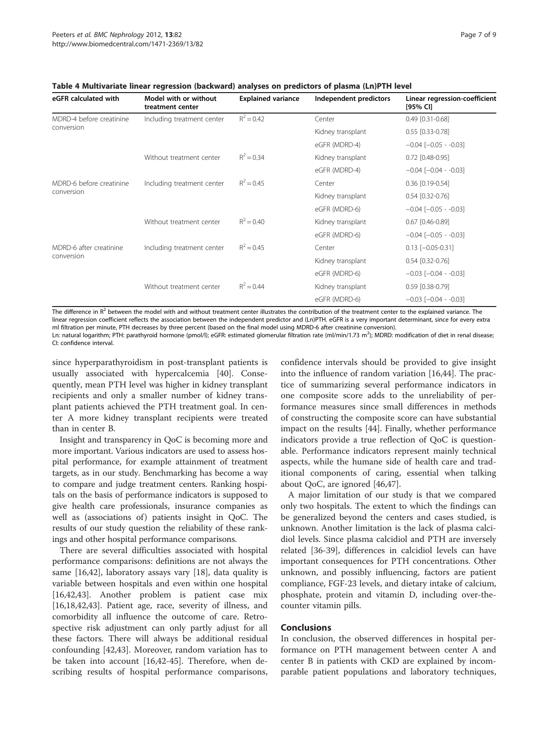**Table 4 Multivariate linear regression (backward) analyses on predictors of plasma (Ln)PTH level**

| eGFR calculated with | Model with or without treatment center | Explained variance | Independent predictors | Linear regression-coefficient [95% CI] |
|---|---|---|---|---|
| MDRD-4 before creatinine conversion | Including treatment center | $R^2 = 0.42$ | Center | 0.49 [0.31-0.68] |
| | | | Kidney transplant | 0.55 [0.33-0.78] |
| | | | eGFR (MDRD-4) | −0.04 [−0.05 - -0.03] |
| | Without treatment center | $R^2 = 0.34$ | Kidney transplant | 0.72 [0.48-0.95] |
| | | | eGFR (MDRD-4) | −0.04 [−0.04 - -0.03] |
| MDRD-6 before creatinine conversion | Including treatment center | $R^2 = 0.45$ | Center | 0.36 [0.19-0.54] |
| | | | Kidney transplant | 0.54 [0.32-0.76] |
| | | | eGFR (MDRD-6) | −0.04 [−0.05 - -0.03] |
| | Without treatment center | $R^2 = 0.40$ | Kidney transplant | 0.67 [0.46-0.89] |
| | | | eGFR (MDRD-6) | −0.04 [−0.05 - -0.03] |
| MDRD-6 after creatinine conversion | Including treatment center | $R^2 = 0.45$ | Center | 0.13 [−0.05-0.31] |
| | | | Kidney transplant | 0.54 [0.32-0.76] |
| | | | eGFR (MDRD-6) | −0.03 [−0.04 - -0.03] |
| | Without treatment center | $R^2 = 0.44$ | Kidney transplant | 0.59 [0.38-0.79] |
| | | | eGFR (MDRD-6) | −0.03 [−0.04 - -0.03] |

The difference in $R^2$ between the model with and without treatment center illustrates the contribution of the treatment center to the explained variance. The linear regression coefficient reflects the association between the independent predictor and (Ln)PTH. eGFR is a very important determinant, since for every extra ml filtration per minute, PTH decreases by three percent (based on the final model using MDRD-6 after creatinine conversion).

Ln: natural logarithm; PTH: parathyroid hormone (pmol/l); eGFR: estimated glomerular filtration rate (ml/min/1.73 $m^2$); MDRD: modification of diet in renal disease; CI: confidence interval.

since hyperparathyroidism in post-transplant patients is usually associated with hypercalcemia [40]. Consequently, mean PTH level was higher in kidney transplant recipients and only a smaller number of kidney transplant patients achieved the PTH treatment goal. In center A more kidney transplant recipients were treated than in center B.

Insight and transparency in QoC is becoming more and more important. Various indicators are used to assess hospital performance, for example attainment of treatment targets, as in our study. Benchmarking has become a way to compare and judge treatment centers. Ranking hospitals on the basis of performance indicators is supposed to give health care professionals, insurance companies as well as (associations of) patients insight in QoC. The results of our study question the reliability of these rankings and other hospital performance comparisons.

There are several difficulties associated with hospital performance comparisons: definitions are not always the same [16,42], laboratory assays vary [18], data quality is variable between hospitals and even within one hospital [16,42,43]. Another problem is patient case mix [16,18,42,43]. Patient age, race, severity of illness, and comorbidity all influence the outcome of care. Retrospective risk adjustment can only partly adjust for all these factors. There will always be additional residual confounding [42,43]. Moreover, random variation has to be taken into account [16,42-45]. Therefore, when describing results of hospital performance comparisons, confidence intervals should be provided to give insight into the influence of random variation [16,44]. The practice of summarizing several performance indicators in one composite score adds to the unreliability of performance measures since small differences in methods of constructing the composite score can have substantial impact on the results [44]. Finally, whether performance indicators provide a true reflection of QoC is questionable. Performance indicators represent mainly technical aspects, while the humane side of health care and traditional components of caring, essential when talking about QoC, are ignored [46,47].

A major limitation of our study is that we compared only two hospitals. The extent to which the findings can be generalized beyond the centers and cases studied, is unknown. Another limitation is the lack of plasma calcidiol levels. Since plasma calcidiol and PTH are inversely related [36-39], differences in calcidiol levels can have important consequences for PTH concentrations. Other unknown, and possibly influencing, factors are patient compliance, FGF-23 levels, and dietary intake of calcium, phosphate, protein and vitamin D, including over-the-counter vitamin pills.

## Conclusions

In conclusion, the observed differences in hospital performance on PTH management between center A and center B in patients with CKD are explained by incomparable patient populations and laboratory techniques,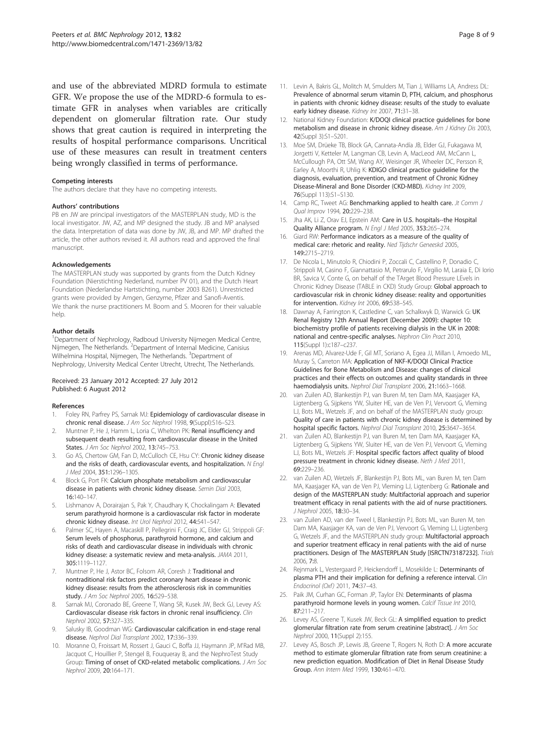and use of the abbreviated MDRD formula to estimate GFR. We propose the use of the MDRD-6 formula to estimate GFR in analyses when variables are critically dependent on glomerular filtration rate. Our study shows that great caution is required in interpreting the results of hospital performance comparisons. Uncritical use of these measures can result in treatment centers being wrongly classified in terms of performance.

#### Competing interests

The authors declare that they have no competing interests.

#### Authors' contributions

PB en JW are principal investigators of the MASTERPLAN study, MD is the local investigator. JW, AZ, and MP designed the study. JB and MP analysed the data. Interpretation of data was done by JW, JB, and MP. MP drafted the article, the other authors revised it. All authors read and approved the final manuscript.

#### Acknowledgements

The MASTERPLAN study was supported by grants from the Dutch Kidney Foundation (Nierstichting Nederland, number PV 01), and the Dutch Heart Foundation (Nederlandse Hartstichting, number 2003 B261). Unrestricted grants were provided by Amgen, Genzyme, Pfizer and Sanofi-Aventis. We thank the nurse practitioners M. Boom and S. Mooren for their valuable help.

#### Author details

[1]Department of Nephrology, Radboud University Nijmegen Medical Centre, Nijmegen, The Netherlands. [2]Department of Internal Medicine, Canisius Wilhelmina Hospital, Nijmegen, The Netherlands. [3]Department of Nephrology, University Medical Center Utrecht, Utrecht, The Netherlands.

Received: 23 January 2012 Accepted: 27 July 2012
Published: 6 August 2012

#### References

1. Foley RN, Parfrey PS, Sarnak MJ: **Epidemiology of cardiovascular disease in chronic renal disease.** *J Am Soc Nephrol* 1998, **9**(Suppl):S16–S23.
2. Muntner P, He J, Hamm L, Loria C, Whelton PK: **Renal insufficiency and subsequent death resulting from cardiovascular disease in the United States.** *J Am Soc Nephrol* 2002, **13:**745–753.
3. Go AS, Chertow GM, Fan D, McCulloch CE, Hsu CY: **Chronic kidney disease and the risks of death, cardiovascular events, and hospitalization.** *N Engl J Med* 2004, **351:**1296–1305.
4. Block G, Port FK: **Calcium phosphate metabolism and cardiovascular disease in patients with chronic kidney disease.** *Semin Dial* 2003, **16:**140–147.
5. Lishmanov A, Dorairajan S, Pak Y, Chaudhary K, Chockalingam A: **Elevated serum parathyroid hormone is a cardiovascular risk factor in moderate chronic kidney disease.** *Int Urol Nephrol* 2012, **44:**541–547.
6. Palmer SC, Hayen A, Macaskill P, Pellegrini F, Craig JC, Elder GJ, Strippoli GF: **Serum levels of phosphorus, parathyroid hormone, and calcium and risks of death and cardiovascular disease in individuals with chronic kidney disease: a systematic review and meta-analysis.** *JAMA* 2011, **305:**1119–1127.
7. Muntner P, He J, Astor BC, Folsom AR, Coresh J: **Traditional and nontraditional risk factors predict coronary heart disease in chronic kidney disease: results from the atherosclerosis risk in communities study.** *J Am Soc Nephrol* 2005, **16:**529–538.
8. Sarnak MJ, Coronado BE, Greene T, Wang SR, Kusek JW, Beck GJ, Levey AS: **Cardiovascular disease risk factors in chronic renal insufficiency.** *Clin Nephrol* 2002, **57:**327–335.
9. Salusky IB, Goodman WG: **Cardiovascular calcification in end-stage renal disease.** *Nephrol Dial Transplant* 2002, **17:**336–339.
10. Moranne O, Froissart M, Rossert J, Gauci C, Boffa JJ, Haymann JP, M'Rad MB, Jacquot C, Houillier P, Stengel B, Fouqueray B, and the NephroTest Study Group: **Timing of onset of CKD-related metabolic complications.** *J Am Soc Nephrol* 2009, **20:**164–171.
11. Levin A, Bakris GL, Molitch M, Smulders M, Tian J, Williams LA, Andress DL: **Prevalence of abnormal serum vitamin D, PTH, calcium, and phosphorus in patients with chronic kidney disease: results of the study to evaluate early kidney disease.** *Kidney Int* 2007, **71:**31–38.
12. National Kidney Foundation: **K/DOQI clinical practice guidelines for bone metabolism and disease in chronic kidney disease.** *Am J Kidney Dis* 2003, **42**(Suppl 3):S1–S201.
13. Moe SM, Drüeke TB, Block GA, Cannata-Andía JB, Elder GJ, Fukagawa M, Jorgetti V, Ketteler M, Langman CB, Levin A, MacLeod AM, McCann L, McCullough PA, Ott SM, Wang AY, Weisinger JR, Wheeler DC, Persson R, Earley A, Moorthi R, Uhlig K: **KDIGO clinical practice guideline for the diagnosis, evaluation, prevention, and treatment of Chronic Kidney Disease-Mineral and Bone Disorder (CKD-MBD).** *Kidney Int* 2009, **76**(Suppl 113):S1–S130.
14. Camp RC, Tweet AG: **Benchmarking applied to health care.** *Jt Comm J Qual Improv* 1994, **20:**229–238.
15. Jha AK, Li Z, Orav EJ, Epstein AM: **Care in U.S. hospitals--the Hospital Quality Alliance program.** *N Engl J Med* 2005, **353:**265–274.
16. Giard RW: **Performance indicators as a measure of the quality of medical care: rhetoric and reality.** *Ned Tijdschr Geneeskd* 2005, **149:**2715–2719.
17. De Nicola L, Minutolo R, Chiodini P, Zoccali C, Castellino P, Donadio C, Strippoli M, Casino F, Giannattasio M, Petrarulo F, Virgilio M, Laraia E, Di Iorio BR, Savica V, Conte G, on behalf of the TArget Blood Pressure LEvels in Chronic Kidney Disease (TABLE in CKD) Study Group: **Global approach to cardiovascular risk in chronic kidney disease: reality and opportunities for intervention.** *Kidney Int* 2006, **69:**538–545.
18. Dawnay A, Farrington K, Castledine C, van Schalkwyk D, Warwick G: **UK Renal Registry 12th Annual Report (December 2009): chapter 10: biochemistry profile of patients receiving dialysis in the UK in 2008: national and centre-specific analyses.** *Nephron Clin Pract* 2010, **115**(Suppl 1):c187–c237.
19. Arenas MD, Alvarez-Ude F, Gil MT, Soriano A, Egea JJ, Millan I, Amoedo ML, Muray S, Carreton MA: **Application of NKF-K/DOQI Clinical Practice Guidelines for Bone Metabolism and Disease: changes of clinical practices and their effects on outcomes and quality standards in three haemodialysis units.** *Nephrol Dial Transplant* 2006, **21:**1663–1668.
20. van Zuilen AD, Blankestijn PJ, van Buren M, ten Dam MA, Kaasjager KA, Ligtenberg G, Sijpkens YW, Sluiter HE, van de Ven PJ, Vervoort G, Vleming LJ, Bots ML, Wetzels JF, and on behalf of the MASTERPLAN study group: **Quality of care in patients with chronic kidney disease is determined by hospital specific factors.** *Nephrol Dial Transplant* 2010, **25:**3647–3654.
21. van Zuilen AD, Blankestijn PJ, van Buren M, ten Dam MA, Kaasjager KA, Ligtenberg G, Sijpkens YW, Sluiter HE, van de Ven PJ, Vervoort G, Vleming LJ, Bots ML, Wetzels JF: **Hospital specific factors affect quality of blood pressure treatment in chronic kidney disease.** *Neth J Med* 2011, **69:**229–236.
22. van Zuilen AD, Wetzels JF, Blankestijn PJ, Bots ML, van Buren M, ten Dam MA, Kaasjager KA, van de Ven PJ, Vleming LJ, Ligtenberg G: **Rationale and design of the MASTERPLAN study: Multifactorial approach and superior treatment efficacy in renal patients with the aid of nurse practitioners.** *J Nephrol* 2005, **18:**30–34.
23. van Zuilen AD, van der Tweel I, Blankestijn PJ, Bots ML, van Buren M, ten Dam MA, Kaasjager KA, van de Ven PJ, Vervoort G, Vleming LJ, Ligtenberg G, Wetzels JF, and the MASTERPLAN study group: **Multifactorial approach and superior treatment efficacy in renal patients with the aid of nurse practitioners. Design of The MASTERPLAN Study [ISRCTN73187232].** *Trials* 2006, **7:**8.
24. Rejnmark L, Vestergaard P, Heickendorff L, Mosekilde L: **Determinants of plasma PTH and their implication for defining a reference interval.** *Clin Endocrinol (Oxf)* 2011, **74:**37–43.
25. Paik JM, Curhan GC, Forman JP, Taylor EN: **Determinants of plasma parathyroid hormone levels in young women.** *Calcif Tissue Int* 2010, **87:**211–217.
26. Levey AS, Greene T, Kusek JW, Beck GL: **A simplified equation to predict glomerular filtration rate from serum creatinine [abstract].** *J Am Soc Nephrol* 2000, **11**(Suppl 2):155.
27. Levey AS, Bosch JP, Lewis JB, Greene T, Rogers N, Roth D: **A more accurate method to estimate glomerular filtration rate from serum creatinine: a new prediction equation. Modification of Diet in Renal Disease Study Group.** *Ann Intern Med* 1999, **130:**461–470.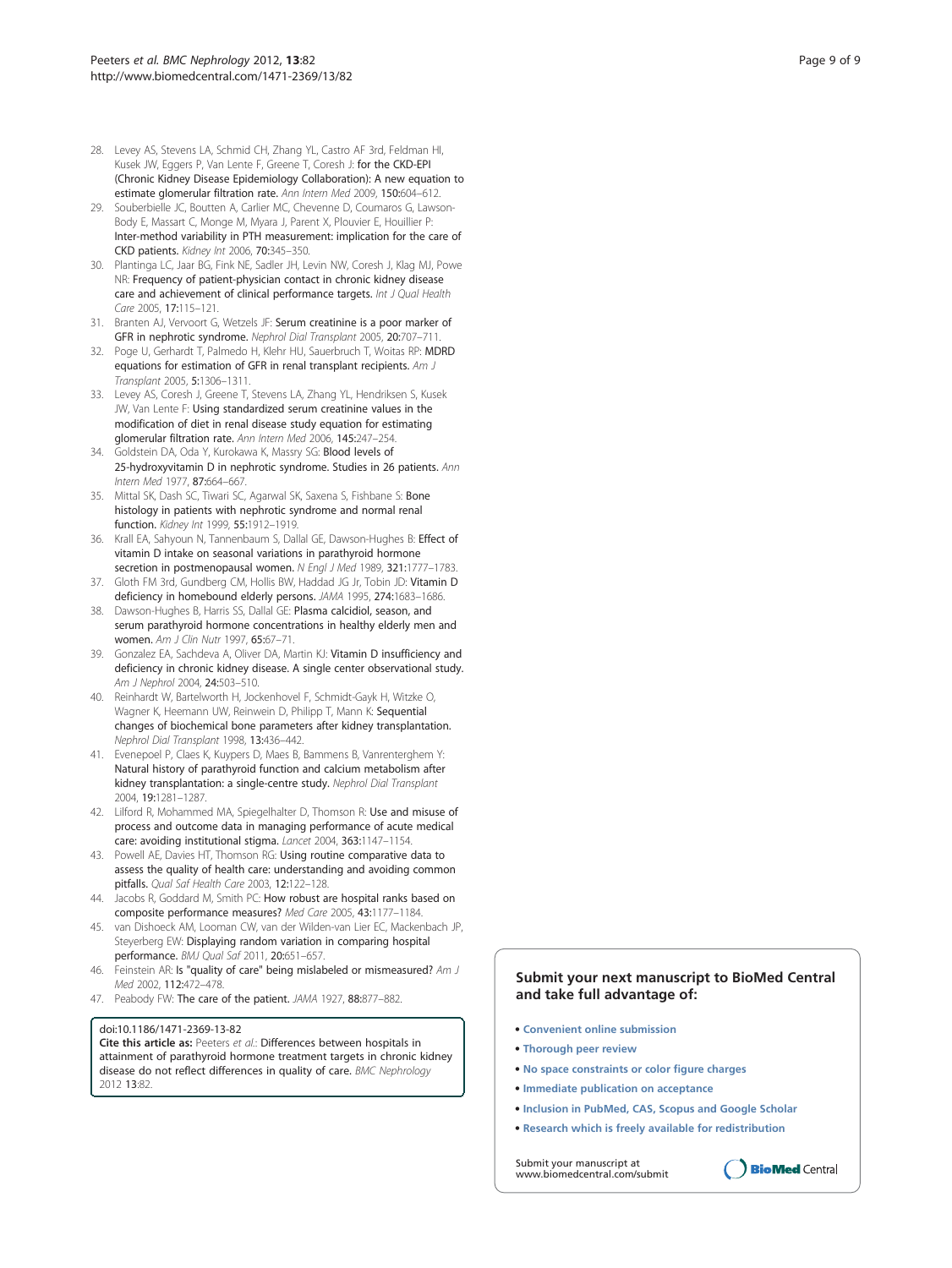28. Levey AS, Stevens LA, Schmid CH, Zhang YL, Castro AF 3rd, Feldman HI, Kusek JW, Eggers P, Van Lente F, Greene T, Coresh J: for the CKD-EPI (Chronic Kidney Disease Epidemiology Collaboration): A new equation to estimate glomerular filtration rate. *Ann Intern Med* 2009, **150**:604–612.
29. Souberbielle JC, Boutten A, Carlier MC, Chevenne D, Coumaros G, Lawson-Body E, Massart C, Monge M, Myara J, Parent X, Plouvier E, Houillier P: Inter-method variability in PTH measurement: implication for the care of CKD patients. *Kidney Int* 2006, **70**:345–350.
30. Plantinga LC, Jaar BG, Fink NE, Sadler JH, Levin NW, Coresh J, Klag MJ, Powe NR: Frequency of patient-physician contact in chronic kidney disease care and achievement of clinical performance targets. *Int J Qual Health Care* 2005, **17**:115–121.
31. Branten AJ, Vervoort G, Wetzels JF: Serum creatinine is a poor marker of GFR in nephrotic syndrome. *Nephrol Dial Transplant* 2005, **20**:707–711.
32. Poge U, Gerhardt T, Palmedo H, Klehr HU, Sauerbruch T, Woitas RP: MDRD equations for estimation of GFR in renal transplant recipients. *Am J Transplant* 2005, **5**:1306–1311.
33. Levey AS, Coresh J, Greene T, Stevens LA, Zhang YL, Hendriksen S, Kusek JW, Van Lente F: Using standardized serum creatinine values in the modification of diet in renal disease study equation for estimating glomerular filtration rate. *Ann Intern Med* 2006, **145**:247–254.
34. Goldstein DA, Oda Y, Kurokawa K, Massry SG: Blood levels of 25-hydroxyvitamin D in nephrotic syndrome. Studies in 26 patients. *Ann Intern Med* 1977, **87**:664–667.
35. Mittal SK, Dash SC, Tiwari SC, Agarwal SK, Saxena S, Fishbane S: Bone histology in patients with nephrotic syndrome and normal renal function. *Kidney Int* 1999, **55**:1912–1919.
36. Krall EA, Sahyoun N, Tannenbaum S, Dallal GE, Dawson-Hughes B: Effect of vitamin D intake on seasonal variations in parathyroid hormone secretion in postmenopausal women. *N Engl J Med* 1989, **321**:1777–1783.
37. Gloth FM 3rd, Gundberg CM, Hollis BW, Haddad JG Jr, Tobin JD: Vitamin D deficiency in homebound elderly persons. *JAMA* 1995, **274**:1683–1686.
38. Dawson-Hughes B, Harris SS, Dallal GE: Plasma calcidiol, season, and serum parathyroid hormone concentrations in healthy elderly men and women. *Am J Clin Nutr* 1997, **65**:67–71.
39. Gonzalez EA, Sachdeva A, Oliver DA, Martin KJ: Vitamin D insufficiency and deficiency in chronic kidney disease. A single center observational study. *Am J Nephrol* 2004, **24**:503–510.
40. Reinhardt W, Bartelworth H, Jockenhovel F, Schmidt-Gayk H, Witzke O, Wagner K, Heemann UW, Reinwein D, Philipp T, Mann K: Sequential changes of biochemical bone parameters after kidney transplantation. *Nephrol Dial Transplant* 1998, **13**:436–442.
41. Evenepoel P, Claes K, Kuypers D, Maes B, Bammens B, Vanrenterghem Y: Natural history of parathyroid function and calcium metabolism after kidney transplantation: a single-centre study. *Nephrol Dial Transplant* 2004, **19**:1281–1287.
42. Lilford R, Mohammed MA, Spiegelhalter D, Thomson R: Use and misuse of process and outcome data in managing performance of acute medical care: avoiding institutional stigma. *Lancet* 2004, **363**:1147–1154.
43. Powell AE, Davies HT, Thomson RG: Using routine comparative data to assess the quality of health care: understanding and avoiding common pitfalls. *Qual Saf Health Care* 2003, **12**:122–128.
44. Jacobs R, Goddard M, Smith PC: How robust are hospital ranks based on composite performance measures? *Med Care* 2005, **43**:1177–1184.
45. van Dishoeck AM, Looman CW, van der Wilden-van Lier EC, Mackenbach JP, Steyerberg EW: Displaying random variation in comparing hospital performance. *BMJ Qual Saf* 2011, **20**:651–657.
46. Feinstein AR: Is "quality of care" being mislabeled or mismeasured? *Am J Med* 2002, **112**:472–478.
47. Peabody FW: The care of the patient. *JAMA* 1927, **88**:877–882.

doi:10.1186/1471-2369-13-82
**Cite this article as:** Peeters *et al.*: Differences between hospitals in attainment of parathyroid hormone treatment targets in chronic kidney disease do not reflect differences in quality of care. *BMC Nephrology* 2012 13:82.

**Submit your next manuscript to BioMed Central and take full advantage of:**

- **Convenient online submission**
- **Thorough peer review**
- **No space constraints or color figure charges**
- **Immediate publication on acceptance**
- **Inclusion in PubMed, CAS, Scopus and Google Scholar**
- **Research which is freely available for redistribution**

Submit your manuscript at
www.biomedcentral.com/submit

BioMed Central